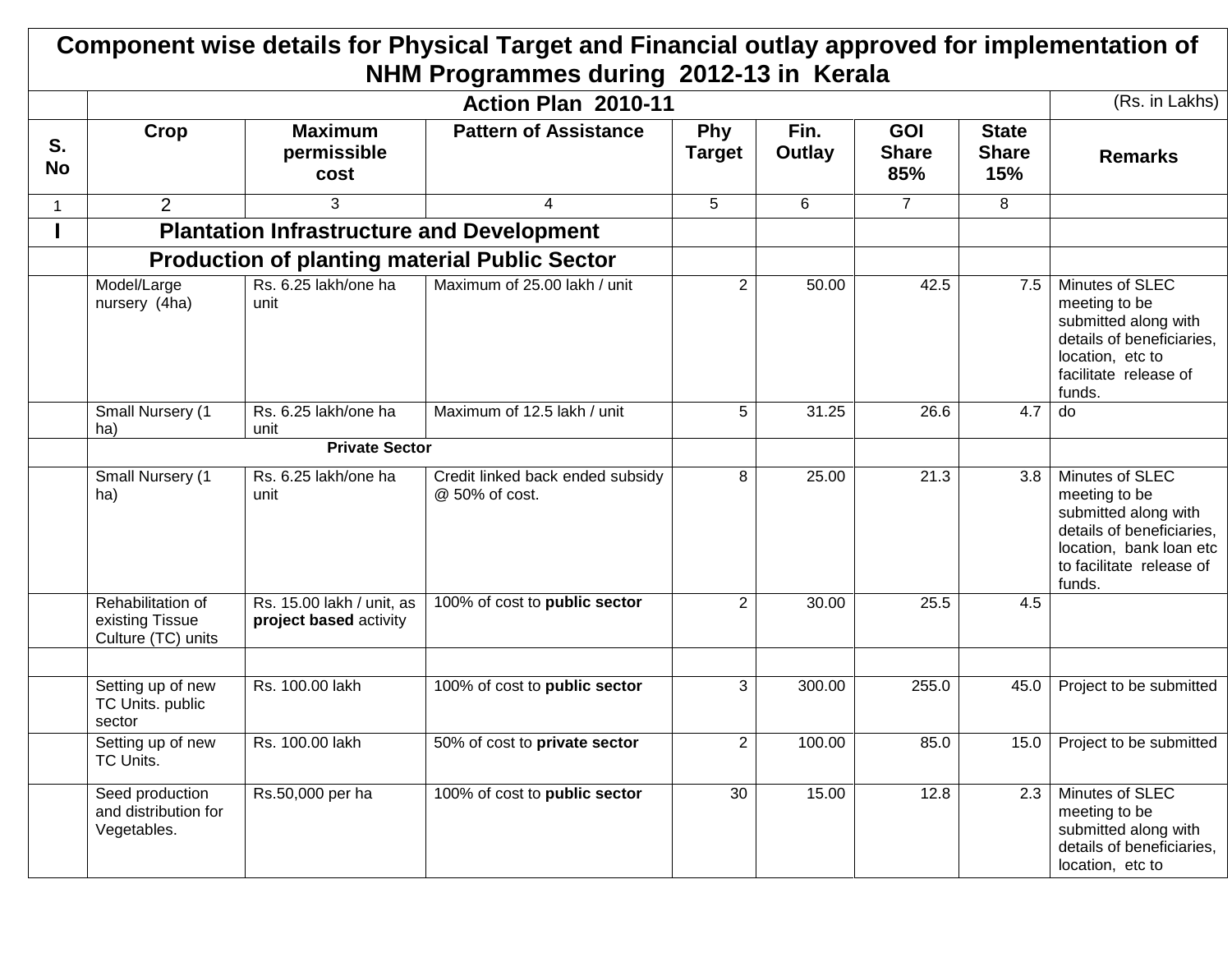# Component wise details for Physical Target and Financial outlay approved for implementation of NHM Programmes during 2012-13 in Kerala

| S. No | Action Plan 2010-11 | | | | | | | (Rs. in Lakhs) |
|---|---|---|---|---|---|---|---|---|
| | **Crop** | **Maximum permissible cost** | **Pattern of Assistance** | **Phy Target** | **Fin. Outlay** | **GOI Share 85%** | **State Share 15%** | **Remarks** |
| 1 | 2 | 3 | 4 | 5 | 6 | 7 | 8 | |
| **I** | **Plantation Infrastructure and Development** | | | | | | | |
| | **Production of planting material Public Sector** | | | | | | | |
| | Model/Large nursery (4ha) | Rs. 6.25 lakh/one ha unit | Maximum of 25.00 lakh / unit | 2 | 50.00 | 42.5 | 7.5 | Minutes of SLEC meeting to be submitted along with details of beneficiaries, location, etc to facilitate release of funds. |
| | Small Nursery (1 ha) | Rs. 6.25 lakh/one ha unit | Maximum of 12.5 lakh / unit | 5 | 31.25 | 26.6 | 4.7 | do |
| | **Private Sector** | | | | | | | |
| | Small Nursery (1 ha) | Rs. 6.25 lakh/one ha unit | Credit linked back ended subsidy @ 50% of cost. | 8 | 25.00 | 21.3 | 3.8 | Minutes of SLEC meeting to be submitted along with details of beneficiaries, location, bank loan etc to facilitate release of funds. |
| | Rehabilitation of existing Tissue Culture (TC) units | Rs. 15.00 lakh / unit, as **project based** activity | 100% of cost to **public sector** | 2 | 30.00 | 25.5 | 4.5 | |
| | | | | | | | | |
| | Setting up of new TC Units. public sector | Rs. 100.00 lakh | 100% of cost to **public sector** | 3 | 300.00 | 255.0 | 45.0 | Project to be submitted |
| | Setting up of new TC Units. | Rs. 100.00 lakh | 50% of cost to **private sector** | 2 | 100.00 | 85.0 | 15.0 | Project to be submitted |
| | Seed production and distribution for Vegetables. | Rs.50,000 per ha | 100% of cost to **public sector** | 30 | 15.00 | 12.8 | 2.3 | Minutes of SLEC meeting to be submitted along with details of beneficiaries, location, etc to |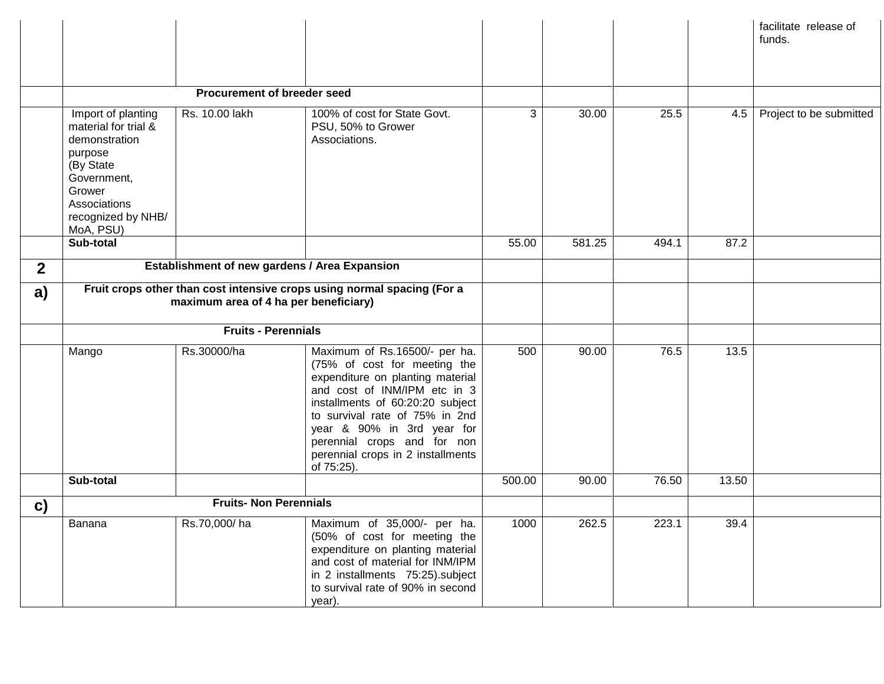| | | | | | | | | |
|---|---|---|---|---|---|---|---|---|
| | | | | | | | | facilitate release of funds. |
| | **Procurement of breeder seed** | | | | | | | |
| | Import of planting material for trial & demonstration purpose (By State Government, Grower Associations recognized by NHB/ MoA, PSU) | Rs. 10.00 lakh | 100% of cost for State Govt. PSU, 50% to Grower Associations. | 3 | 30.00 | 25.5 | 4.5 | Project to be submitted |
| | **Sub-total** | | | 55.00 | 581.25 | 494.1 | 87.2 | |
| **2** | **Establishment of new gardens / Area Expansion** | | | | | | | |
| **a)** | **Fruit crops other than cost intensive crops using normal spacing (For a maximum area of 4 ha per beneficiary)** | | | | | | | |
| | **Fruits - Perennials** | | | | | | | |
| | Mango | Rs.30000/ha | Maximum of Rs.16500/- per ha. (75% of cost for meeting the expenditure on planting material and cost of INM/IPM etc in 3 installments of 60:20:20 subject to survival rate of 75% in 2nd year & 90% in 3rd year for perennial crops and for non perennial crops in 2 installments of 75:25). | 500 | 90.00 | 76.5 | 13.5 | |
| | **Sub-total** | | | 500.00 | 90.00 | 76.50 | 13.50 | |
| **c)** | **Fruits- Non Perennials** | | | | | | | |
| | Banana | Rs.70,000/ ha | Maximum of 35,000/- per ha. (50% of cost for meeting the expenditure on planting material and cost of material for INM/IPM in 2 installments 75:25).subject to survival rate of 90% in second year). | 1000 | 262.5 | 223.1 | 39.4 | |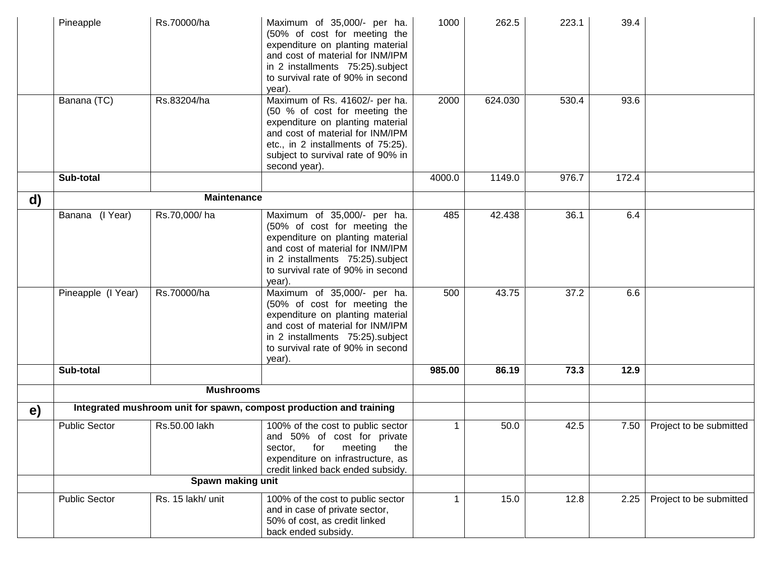| | | | | | | | | |
|---|---|---|---|---|---|---|---|---|
| | Pineapple | Rs.70000/ha | Maximum of 35,000/- per ha. (50% of cost for meeting the expenditure on planting material and cost of material for INM/IPM in 2 installments 75:25).subject to survival rate of 90% in second year). | 1000 | 262.5 | 223.1 | 39.4 | |
| | Banana (TC) | Rs.83204/ha | Maximum of Rs. 41602/- per ha. (50 % of cost for meeting the expenditure on planting material and cost of material for INM/IPM etc., in 2 installments of 75:25). subject to survival rate of 90% in second year). | 2000 | 624.030 | 530.4 | 93.6 | |
| | **Sub-total** | | | 4000.0 | 1149.0 | 976.7 | 172.4 | |
| **d)** | **Maintenance** | | | | | | | |
| | Banana (I Year) | Rs.70,000/ ha | Maximum of 35,000/- per ha. (50% of cost for meeting the expenditure on planting material and cost of material for INM/IPM in 2 installments 75:25).subject to survival rate of 90% in second year). | 485 | 42.438 | 36.1 | 6.4 | |
| | Pineapple (I Year) | Rs.70000/ha | Maximum of 35,000/- per ha. (50% of cost for meeting the expenditure on planting material and cost of material for INM/IPM in 2 installments 75:25).subject to survival rate of 90% in second year). | 500 | 43.75 | 37.2 | 6.6 | |
| | **Sub-total** | | | **985.00** | **86.19** | **73.3** | **12.9** | |
| | **Mushrooms** | | | | | | | |
| **e)** | **Integrated mushroom unit for spawn, compost production and training** | | | | | | | |
| | Public Sector | Rs.50.00 lakh | 100% of the cost to public sector and 50% of cost for private sector, for meeting the expenditure on infrastructure, as credit linked back ended subsidy. | 1 | 50.0 | 42.5 | 7.50 | Project to be submitted |
| | **Spawn making unit** | | | | | | | |
| | Public Sector | Rs. 15 lakh/ unit | 100% of the cost to public sector and in case of private sector, 50% of cost, as credit linked back ended subsidy. | 1 | 15.0 | 12.8 | 2.25 | Project to be submitted |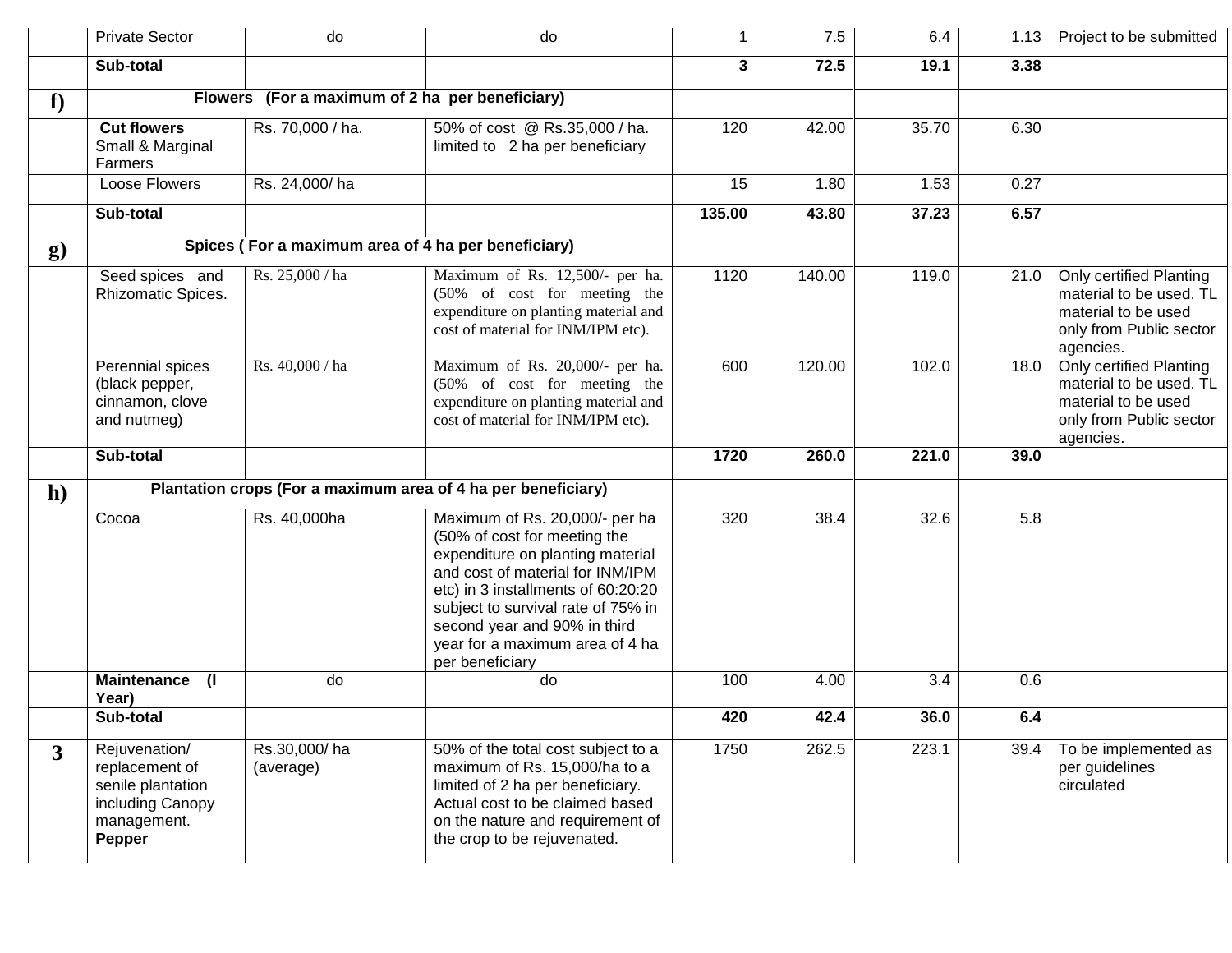| | | | | | | | | |
|---|---|---|---|---|---|---|---|---|
| | Private Sector | do | do | 1 | 7.5 | 6.4 | 1.13 | Project to be submitted |
| | **Sub-total** | | | **3** | **72.5** | **19.1** | **3.38** | |
| **f)** | **Flowers (For a maximum of 2 ha per beneficiary)** | | | | | | | |
| | **Cut flowers** Small & Marginal Farmers | Rs. 70,000 / ha. | 50% of cost @ Rs.35,000 / ha. limited to 2 ha per beneficiary | 120 | 42.00 | 35.70 | 6.30 | |
| | Loose Flowers | Rs. 24,000/ ha | | 15 | 1.80 | 1.53 | 0.27 | |
| | **Sub-total** | | | **135.00** | **43.80** | **37.23** | **6.57** | |
| **g)** | **Spices ( For a maximum area of 4 ha per beneficiary)** | | | | | | | |
| | Seed spices and Rhizomatic Spices. | Rs. 25,000 / ha | Maximum of Rs. 12,500/- per ha. (50% of cost for meeting the expenditure on planting material and cost of material for INM/IPM etc). | 1120 | 140.00 | 119.0 | 21.0 | Only certified Planting material to be used. TL material to be used only from Public sector agencies. |
| | Perennial spices (black pepper, cinnamon, clove and nutmeg) | Rs. 40,000 / ha | Maximum of Rs. 20,000/- per ha. (50% of cost for meeting the expenditure on planting material and cost of material for INM/IPM etc). | 600 | 120.00 | 102.0 | 18.0 | Only certified Planting material to be used. TL material to be used only from Public sector agencies. |
| | **Sub-total** | | | **1720** | **260.0** | **221.0** | **39.0** | |
| **h)** | **Plantation crops (For a maximum area of 4 ha per beneficiary)** | | | | | | | |
| | Cocoa | Rs. 40,000ha | Maximum of Rs. 20,000/- per ha (50% of cost for meeting the expenditure on planting material and cost of material for INM/IPM etc) in 3 installments of 60:20:20 subject to survival rate of 75% in second year and 90% in third year for a maximum area of 4 ha per beneficiary | 320 | 38.4 | 32.6 | 5.8 | |
| | **Maintenance (I Year)** | do | do | 100 | 4.00 | 3.4 | 0.6 | |
| | **Sub-total** | | | **420** | **42.4** | **36.0** | **6.4** | |
| **3** | Rejuvenation/ replacement of senile plantation including Canopy management. **Pepper** | Rs.30,000/ ha (average) | 50% of the total cost subject to a maximum of Rs. 15,000/ha to a limited of 2 ha per beneficiary. Actual cost to be claimed based on the nature and requirement of the crop to be rejuvenated. | 1750 | 262.5 | 223.1 | 39.4 | To be implemented as per guidelines circulated |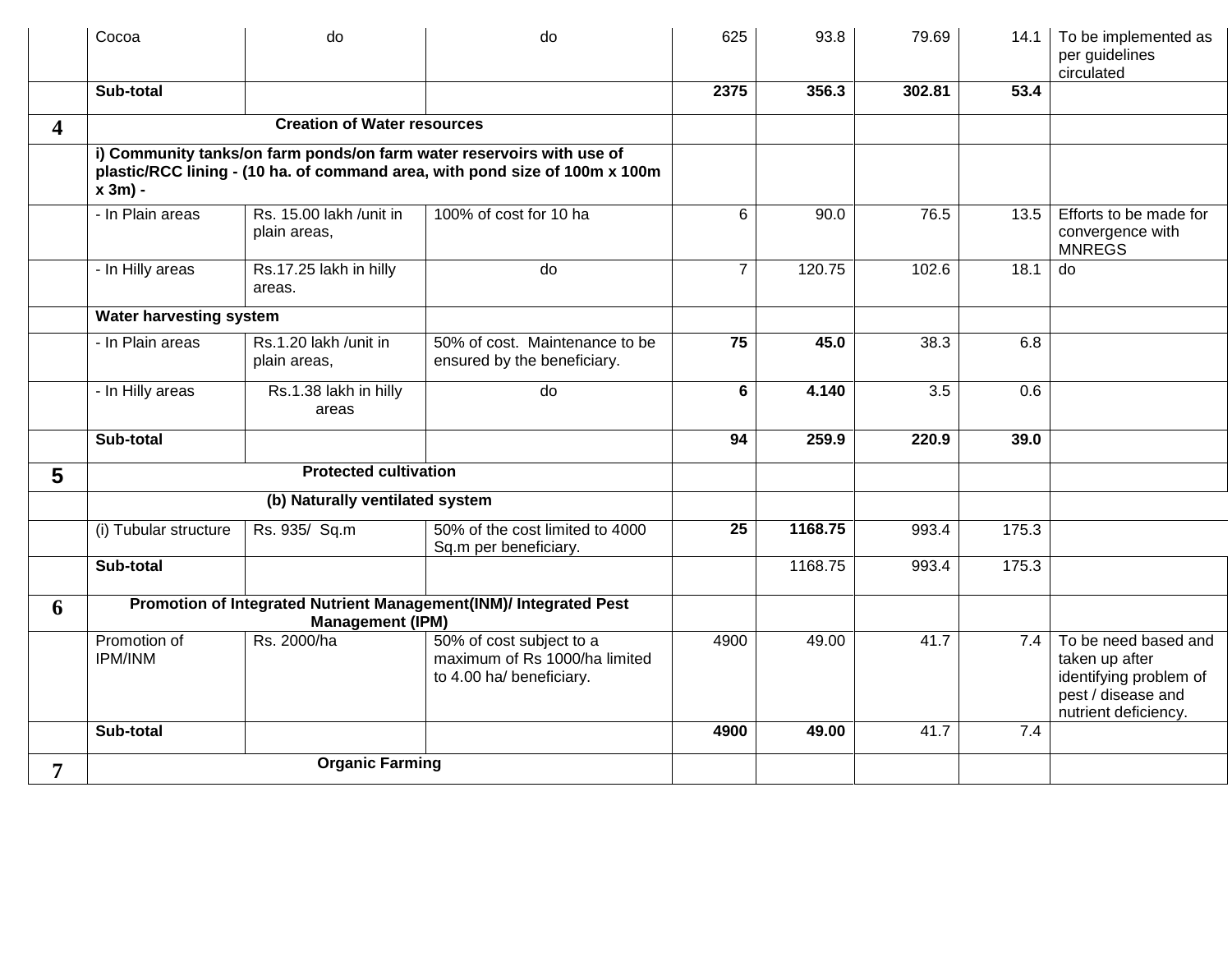| | | | | | | | | |
|---|---|---|---|---|---|---|---|---|
| | Cocoa | do | do | 625 | 93.8 | 79.69 | 14.1 | To be implemented as per guidelines circulated |
| | **Sub-total** | | | **2375** | **356.3** | **302.81** | **53.4** | |
| **4** | **Creation of Water resources** | | | | | | | |
| | **i) Community tanks/on farm ponds/on farm water reservoirs with use of plastic/RCC lining - (10 ha. of command area, with pond size of 100m x 100m x 3m) -** | | | | | | | |
| | - In Plain areas | Rs. 15.00 lakh /unit in plain areas, | 100% of cost for 10 ha | 6 | 90.0 | 76.5 | 13.5 | Efforts to be made for convergence with MNREGS |
| | - In Hilly areas | Rs.17.25 lakh in hilly areas. | do | 7 | 120.75 | 102.6 | 18.1 | do |
| | **Water harvesting system** | | | | | | | |
| | - In Plain areas | Rs.1.20 lakh /unit in plain areas, | 50% of cost. Maintenance to be ensured by the beneficiary. | **75** | **45.0** | 38.3 | 6.8 | |
| | - In Hilly areas | Rs.1.38 lakh in hilly areas | do | **6** | **4.140** | 3.5 | 0.6 | |
| | **Sub-total** | | | **94** | **259.9** | **220.9** | **39.0** | |
| **5** | **Protected cultivation** | | | | | | | |
| | **(b) Naturally ventilated system** | | | | | | | |
| | (i) Tubular structure | Rs. 935/ Sq.m | 50% of the cost limited to 4000 Sq.m per beneficiary. | **25** | **1168.75** | 993.4 | 175.3 | |
| | **Sub-total** | | | | 1168.75 | 993.4 | 175.3 | |
| **6** | **Promotion of Integrated Nutrient Management(INM)/ Integrated Pest Management (IPM)** | | | | | | | |
| | Promotion of IPM/INM | Rs. 2000/ha | 50% of cost subject to a maximum of Rs 1000/ha limited to 4.00 ha/ beneficiary. | 4900 | 49.00 | 41.7 | 7.4 | To be need based and taken up after identifying problem of pest / disease and nutrient deficiency. |
| | **Sub-total** | | | **4900** | **49.00** | 41.7 | 7.4 | |
| **7** | **Organic Farming** | | | | | | | |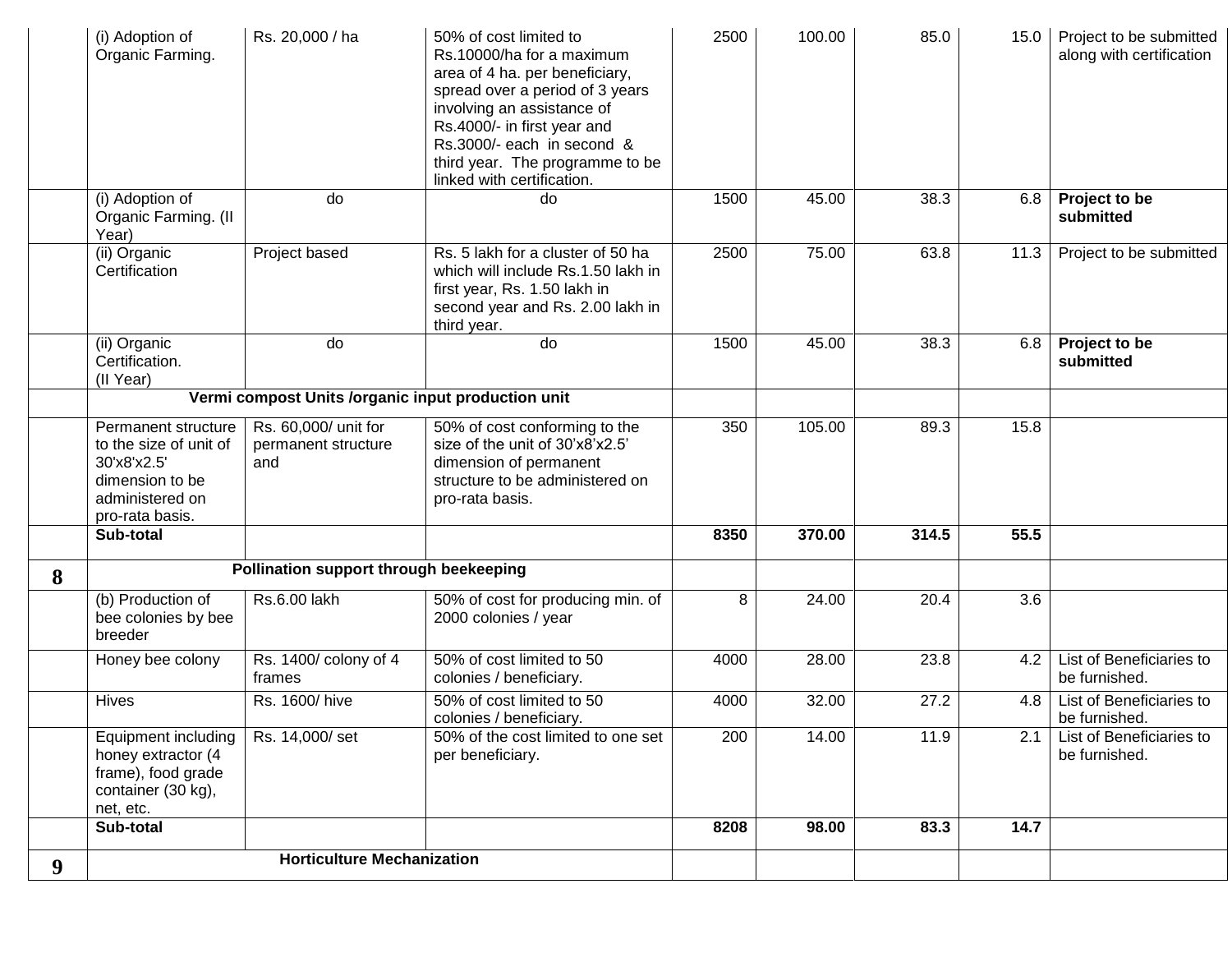|  |  |  |  |  |  |  |  |  |
|---|---|---|---|---|---|---|---|---|
|  | (i) Adoption of Organic Farming. | Rs. 20,000 / ha | 50% of cost limited to Rs.10000/ha for a maximum area of 4 ha. per beneficiary, spread over a period of 3 years involving an assistance of Rs.4000/- in first year and Rs.3000/- each in second & third year. The programme to be linked with certification. | 2500 | 100.00 | 85.0 | 15.0 | Project to be submitted along with certification |
|  | (i) Adoption of Organic Farming. (II Year) | do | do | 1500 | 45.00 | 38.3 | 6.8 | **Project to be submitted** |
|  | (ii) Organic Certification | Project based | Rs. 5 lakh for a cluster of 50 ha which will include Rs.1.50 lakh in first year, Rs. 1.50 lakh in second year and Rs. 2.00 lakh in third year. | 2500 | 75.00 | 63.8 | 11.3 | Project to be submitted |
|  | (ii) Organic Certification. (II Year) | do | do | 1500 | 45.00 | 38.3 | 6.8 | **Project to be submitted** |
|  | **Vermi compost Units /organic input production unit** |  |  |  |  |  |  |  |
|  | Permanent structure to the size of unit of 30'x8'x2.5' dimension to be administered on pro-rata basis. | Rs. 60,000/ unit for permanent structure and | 50% of cost conforming to the size of the unit of 30'x8'x2.5' dimension of permanent structure to be administered on pro-rata basis. | 350 | 105.00 | 89.3 | 15.8 |  |
|  | **Sub-total** |  |  | **8350** | **370.00** | **314.5** | **55.5** |  |
| **8** | **Pollination support through beekeeping** |  |  |  |  |  |  |  |
|  | (b) Production of bee colonies by bee breeder | Rs.6.00 lakh | 50% of cost for producing min. of 2000 colonies / year | 8 | 24.00 | 20.4 | 3.6 |  |
|  | Honey bee colony | Rs. 1400/ colony of 4 frames | 50% of cost limited to 50 colonies / beneficiary. | 4000 | 28.00 | 23.8 | 4.2 | List of Beneficiaries to be furnished. |
|  | Hives | Rs. 1600/ hive | 50% of cost limited to 50 colonies / beneficiary. | 4000 | 32.00 | 27.2 | 4.8 | List of Beneficiaries to be furnished. |
|  | Equipment including honey extractor (4 frame), food grade container (30 kg), net, etc. | Rs. 14,000/ set | 50% of the cost limited to one set per beneficiary. | 200 | 14.00 | 11.9 | 2.1 | List of Beneficiaries to be furnished. |
|  | **Sub-total** |  |  | **8208** | **98.00** | **83.3** | **14.7** |  |
| **9** | **Horticulture Mechanization** |  |  |  |  |  |  |  |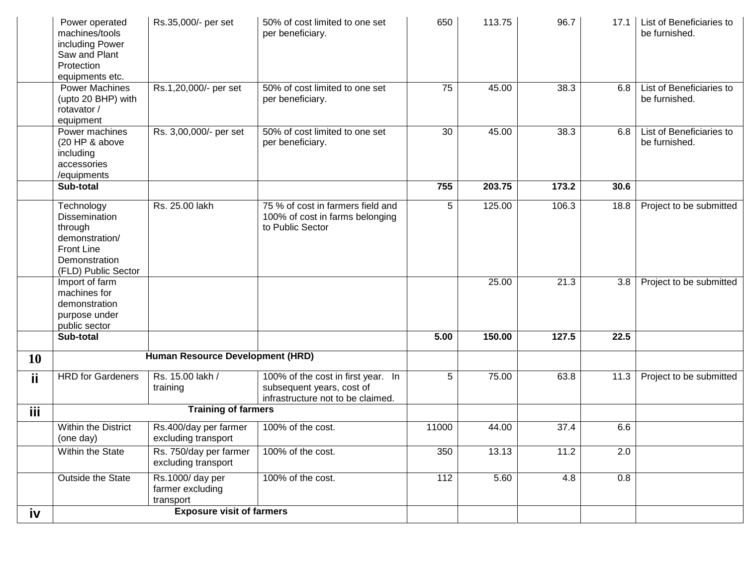| | | | | | | | | |
|---|---|---|---|---|---|---|---|---|
| | Power operated machines/tools including Power Saw and Plant Protection equipments etc. | Rs.35,000/- per set | 50% of cost limited to one set per beneficiary. | 650 | 113.75 | 96.7 | 17.1 | List of Beneficiaries to be furnished. |
| | Power Machines (upto 20 BHP) with rotavator / equipment | Rs.1,20,000/- per set | 50% of cost limited to one set per beneficiary. | 75 | 45.00 | 38.3 | 6.8 | List of Beneficiaries to be furnished. |
| | Power machines (20 HP & above including accessories /equipments | Rs. 3,00,000/- per set | 50% of cost limited to one set per beneficiary. | 30 | 45.00 | 38.3 | 6.8 | List of Beneficiaries to be furnished. |
| | **Sub-total** | | | **755** | **203.75** | **173.2** | **30.6** | |
| | Technology Dissemination through demonstration/ Front Line Demonstration (FLD) Public Sector | Rs. 25.00 lakh | 75 % of cost in farmers field and 100% of cost in farms belonging to Public Sector | 5 | 125.00 | 106.3 | 18.8 | Project to be submitted |
| | Import of farm machines for demonstration purpose under public sector | | | | 25.00 | 21.3 | 3.8 | Project to be submitted |
| | **Sub-total** | | | **5.00** | **150.00** | **127.5** | **22.5** | |
| **10** | **Human Resource Development (HRD)** | | | | | | | |
| **ii** | HRD for Gardeners | Rs. 15.00 lakh / training | 100% of the cost in first year. In subsequent years, cost of infrastructure not to be claimed. | 5 | 75.00 | 63.8 | 11.3 | Project to be submitted |
| **iii** | **Training of farmers** | | | | | | | |
| | Within the District (one day) | Rs.400/day per farmer excluding transport | 100% of the cost. | 11000 | 44.00 | 37.4 | 6.6 | |
| | Within the State | Rs. 750/day per farmer excluding transport | 100% of the cost. | 350 | 13.13 | 11.2 | 2.0 | |
| | Outside the State | Rs.1000/ day per farmer excluding transport | 100% of the cost. | 112 | 5.60 | 4.8 | 0.8 | |
| **iv** | **Exposure visit of farmers** | | | | | | | |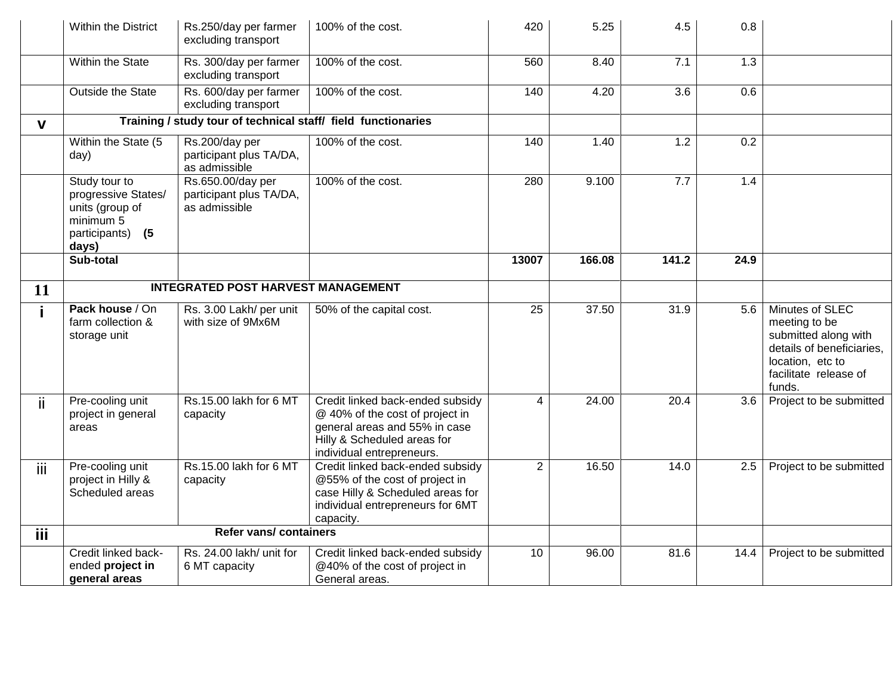|  |  |  |  |  |  |  |  |  |
|---|---|---|---|---|---|---|---|---|
|  | Within the District | Rs.250/day per farmer excluding transport | 100% of the cost. | 420 | 5.25 | 4.5 | 0.8 |  |
|  | Within the State | Rs. 300/day per farmer excluding transport | 100% of the cost. | 560 | 8.40 | 7.1 | 1.3 |  |
|  | Outside the State | Rs. 600/day per farmer excluding transport | 100% of the cost. | 140 | 4.20 | 3.6 | 0.6 |  |
| **v** | **Training / study tour of technical staff/ field functionaries** |  |  |  |  |  |  |  |
|  | Within the State (5 day) | Rs.200/day per participant plus TA/DA, as admissible | 100% of the cost. | 140 | 1.40 | 1.2 | 0.2 |  |
|  | Study tour to progressive States/ units (group of minimum 5 participants) **(5 days)** | Rs.650.00/day per participant plus TA/DA, as admissible | 100% of the cost. | 280 | 9.100 | 7.7 | 1.4 |  |
|  | **Sub-total** |  |  | **13007** | **166.08** | **141.2** | **24.9** |  |
| **11** | **INTEGRATED POST HARVEST MANAGEMENT** |  |  |  |  |  |  |  |
| **i** | **Pack house** / On farm collection & storage unit | Rs. 3.00 Lakh/ per unit with size of 9Mx6M | 50% of the capital cost. | 25 | 37.50 | 31.9 | 5.6 | Minutes of SLEC meeting to be submitted along with details of beneficiaries, location, etc to facilitate release of funds. |
| ii | Pre-cooling unit project in general areas | Rs.15.00 lakh for 6 MT capacity | Credit linked back-ended subsidy @ 40% of the cost of project in general areas and 55% in case Hilly & Scheduled areas for individual entrepreneurs. | 4 | 24.00 | 20.4 | 3.6 | Project to be submitted |
| iii | Pre-cooling unit project in Hilly & Scheduled areas | Rs.15.00 lakh for 6 MT capacity | Credit linked back-ended subsidy @55% of the cost of project in case Hilly & Scheduled areas for individual entrepreneurs for 6MT capacity. | 2 | 16.50 | 14.0 | 2.5 | Project to be submitted |
| **iii** | **Refer vans/ containers** |  |  |  |  |  |  |  |
|  | Credit linked back-ended **project in general areas** | Rs. 24.00 lakh/ unit for 6 MT capacity | Credit linked back-ended subsidy @40% of the cost of project in General areas. | 10 | 96.00 | 81.6 | 14.4 | Project to be submitted |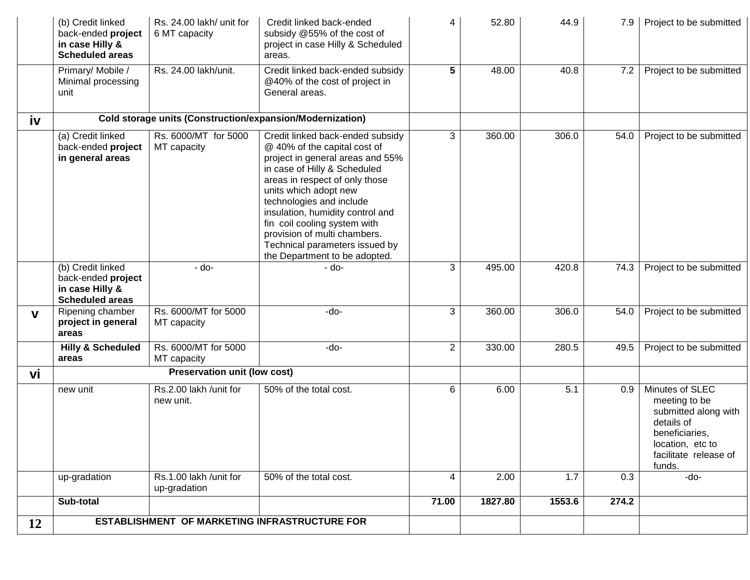| | | | | | | | | |
|---|---|---|---|---|---|---|---|---|
| | (b) Credit linked back-ended **project in case Hilly & Scheduled areas** | Rs. 24.00 lakh/ unit for 6 MT capacity | Credit linked back-ended subsidy @55% of the cost of project in case Hilly & Scheduled areas. | 4 | 52.80 | 44.9 | 7.9 | Project to be submitted |
| | Primary/ Mobile / Minimal processing unit | Rs. 24.00 lakh/unit. | Credit linked back-ended subsidy @40% of the cost of project in General areas. | **5** | 48.00 | 40.8 | 7.2 | Project to be submitted |
| **iv** | **Cold storage units (Construction/expansion/Modernization)** | | | | | | | |
| | (a) Credit linked back-ended **project in general areas** | Rs. 6000/MT for 5000 MT capacity | Credit linked back-ended subsidy @ 40% of the capital cost of project in general areas and 55% in case of Hilly & Scheduled areas in respect of only those units which adopt new technologies and include insulation, humidity control and fin coil cooling system with provision of multi chambers. Technical parameters issued by the Department to be adopted. | 3 | 360.00 | 306.0 | 54.0 | Project to be submitted |
| | (b) Credit linked back-ended **project in case Hilly & Scheduled areas** | - do- | - do- | 3 | 495.00 | 420.8 | 74.3 | Project to be submitted |
| **v** | Ripening chamber **project in general areas** | Rs. 6000/MT for 5000 MT capacity | -do- | 3 | 360.00 | 306.0 | 54.0 | Project to be submitted |
| | **Hilly & Scheduled areas** | Rs. 6000/MT for 5000 MT capacity | -do- | 2 | 330.00 | 280.5 | 49.5 | Project to be submitted |
| **vi** | **Preservation unit (low cost)** | | | | | | | |
| | new unit | Rs.2.00 lakh /unit for new unit. | 50% of the total cost. | 6 | 6.00 | 5.1 | 0.9 | Minutes of SLEC meeting to be submitted along with details of beneficiaries, location, etc to facilitate release of funds. |
| | up-gradation | Rs.1.00 lakh /unit for up-gradation | 50% of the total cost. | 4 | 2.00 | 1.7 | 0.3 | -do- |
| | **Sub-total** | | | **71.00** | **1827.80** | **1553.6** | **274.2** | |
| **12** | **ESTABLISHMENT OF MARKETING INFRASTRUCTURE FOR** | | | | | | | |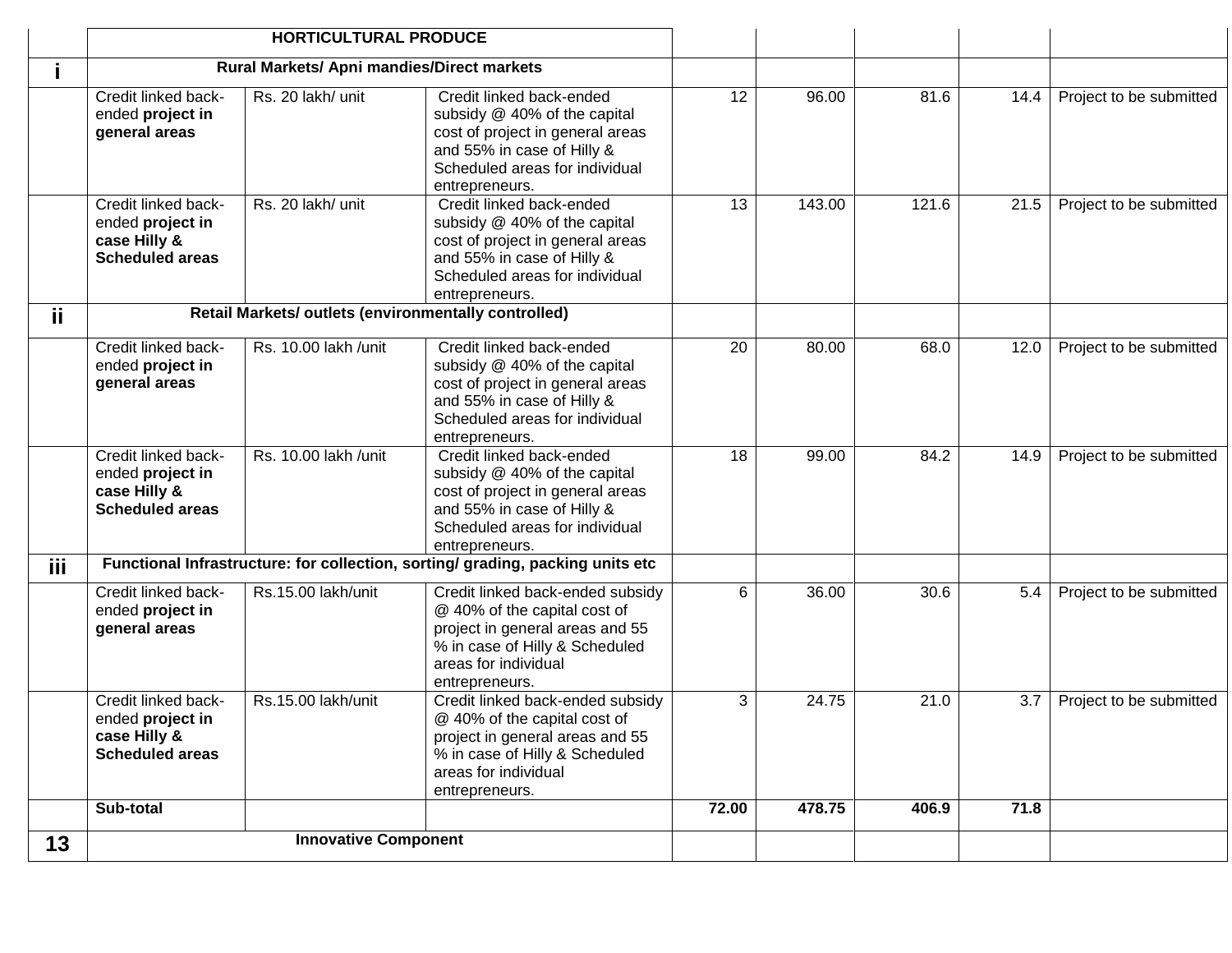| | | | | | | | | |
|---|---|---|---|---|---|---|---|---|
| | **HORTICULTURAL PRODUCE** | | | | | | | |
| **i** | **Rural Markets/ Apni mandies/Direct markets** | | | | | | | |
| | Credit linked back-ended **project in general areas** | Rs. 20 lakh/ unit | Credit linked back-ended subsidy @ 40% of the capital cost of project in general areas and 55% in case of Hilly & Scheduled areas for individual entrepreneurs. | 12 | 96.00 | 81.6 | 14.4 | Project to be submitted |
| | Credit linked back-ended **project in case Hilly & Scheduled areas** | Rs. 20 lakh/ unit | Credit linked back-ended subsidy @ 40% of the capital cost of project in general areas and 55% in case of Hilly & Scheduled areas for individual entrepreneurs. | 13 | 143.00 | 121.6 | 21.5 | Project to be submitted |
| **ii** | **Retail Markets/ outlets (environmentally controlled)** | | | | | | | |
| | Credit linked back-ended **project in general areas** | Rs. 10.00 lakh /unit | Credit linked back-ended subsidy @ 40% of the capital cost of project in general areas and 55% in case of Hilly & Scheduled areas for individual entrepreneurs. | 20 | 80.00 | 68.0 | 12.0 | Project to be submitted |
| | Credit linked back-ended **project in case Hilly & Scheduled areas** | Rs. 10.00 lakh /unit | Credit linked back-ended subsidy @ 40% of the capital cost of project in general areas and 55% in case of Hilly & Scheduled areas for individual entrepreneurs. | 18 | 99.00 | 84.2 | 14.9 | Project to be submitted |
| **iii** | **Functional Infrastructure: for collection, sorting/ grading, packing units etc** | | | | | | | |
| | Credit linked back-ended **project in general areas** | Rs.15.00 lakh/unit | Credit linked back-ended subsidy @ 40% of the capital cost of project in general areas and 55 % in case of Hilly & Scheduled areas for individual entrepreneurs. | 6 | 36.00 | 30.6 | 5.4 | Project to be submitted |
| | Credit linked back-ended **project in case Hilly & Scheduled areas** | Rs.15.00 lakh/unit | Credit linked back-ended subsidy @ 40% of the capital cost of project in general areas and 55 % in case of Hilly & Scheduled areas for individual entrepreneurs. | 3 | 24.75 | 21.0 | 3.7 | Project to be submitted |
| | **Sub-total** | | | **72.00** | **478.75** | **406.9** | **71.8** | |
| **13** | **Innovative Component** | | | | | | | |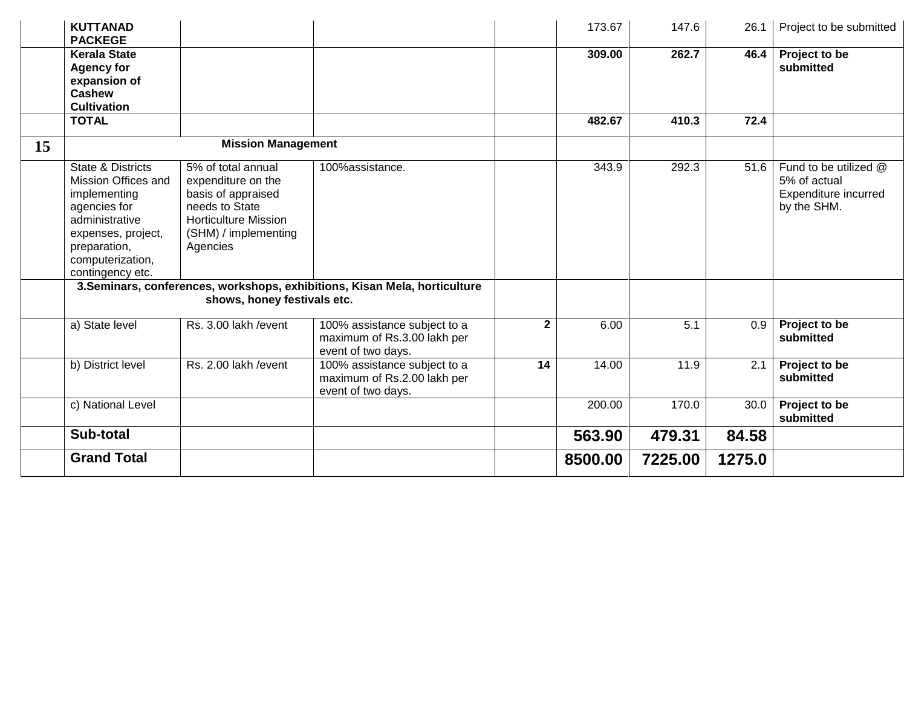| | | | | | | | | |
|---|---|---|---|---|---|---|---|---|
| | **KUTTANAD PACKEGE** | | | | 173.67 | 147.6 | 26.1 | Project to be submitted |
| | **Kerala State Agency for expansion of Cashew Cultivation** | | | | **309.00** | **262.7** | **46.4** | **Project to be submitted** |
| | **TOTAL** | | | | **482.67** | **410.3** | **72.4** | |
| **15** | **Mission Management** | | | | | | | |
| | State & Districts Mission Offices and implementing agencies for administrative expenses, project, preparation, computerization, contingency etc. | 5% of total annual expenditure on the basis of appraised needs to State Horticulture Mission (SHM) / implementing Agencies | 100%assistance. | | 343.9 | 292.3 | 51.6 | Fund to be utilized @ 5% of actual Expenditure incurred by the SHM. |
| | **3.Seminars, conferences, workshops, exhibitions, Kisan Mela, horticulture shows, honey festivals etc.** | | | | | | | |
| | a) State level | Rs. 3.00 lakh /event | 100% assistance subject to a maximum of Rs.3.00 lakh per event of two days. | **2** | 6.00 | 5.1 | 0.9 | **Project to be submitted** |
| | b) District level | Rs. 2.00 lakh /event | 100% assistance subject to a maximum of Rs.2.00 lakh per event of two days. | **14** | 14.00 | 11.9 | 2.1 | **Project to be submitted** |
| | c) National Level | | | | 200.00 | 170.0 | 30.0 | **Project to be submitted** |
| | **Sub-total** | | | | **563.90** | **479.31** | **84.58** | |
| | **Grand Total** | | | | **8500.00** | **7225.00** | **1275.0** | |